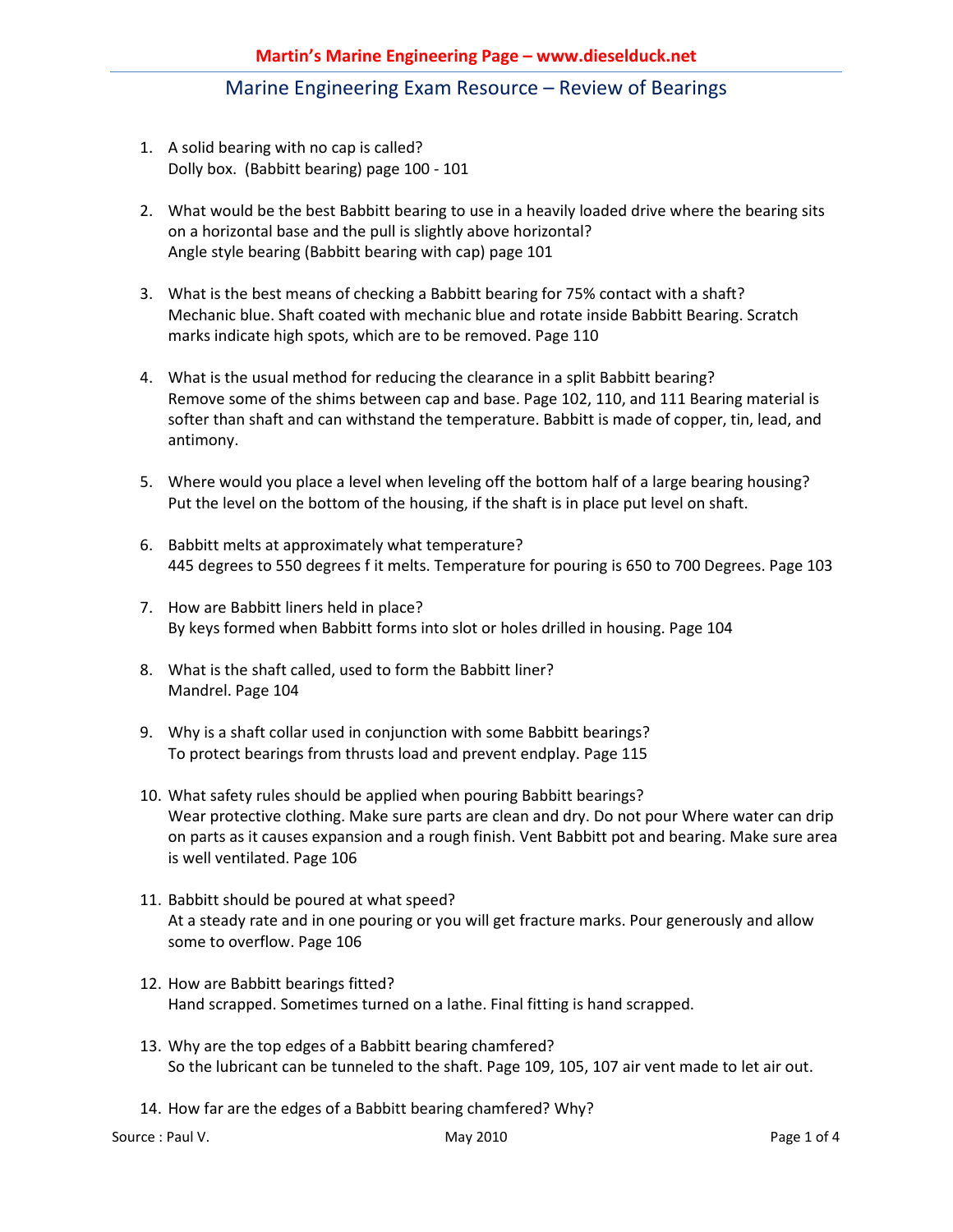## Marine Engineering Exam Resource – Review of Bearings

1. A solid bearing with no cap is called?
   Dolly box. (Babbitt bearing) page 100 - 101

2. What would be the best Babbitt bearing to use in a heavily loaded drive where the bearing sits on a horizontal base and the pull is slightly above horizontal?
   Angle style bearing (Babbitt bearing with cap) page 101

3. What is the best means of checking a Babbitt bearing for 75% contact with a shaft?
   Mechanic blue. Shaft coated with mechanic blue and rotate inside Babbitt Bearing. Scratch marks indicate high spots, which are to be removed. Page 110

4. What is the usual method for reducing the clearance in a split Babbitt bearing?
   Remove some of the shims between cap and base. Page 102, 110, and 111 Bearing material is softer than shaft and can withstand the temperature. Babbitt is made of copper, tin, lead, and antimony.

5. Where would you place a level when leveling off the bottom half of a large bearing housing?
   Put the level on the bottom of the housing, if the shaft is in place put level on shaft.

6. Babbitt melts at approximately what temperature?
   445 degrees to 550 degrees f it melts. Temperature for pouring is 650 to 700 Degrees. Page 103

7. How are Babbitt liners held in place?
   By keys formed when Babbitt forms into slot or holes drilled in housing. Page 104

8. What is the shaft called, used to form the Babbitt liner?
   Mandrel. Page 104

9. Why is a shaft collar used in conjunction with some Babbitt bearings?
   To protect bearings from thrusts load and prevent endplay. Page 115

10. What safety rules should be applied when pouring Babbitt bearings?
    Wear protective clothing. Make sure parts are clean and dry. Do not pour Where water can drip on parts as it causes expansion and a rough finish. Vent Babbitt pot and bearing. Make sure area is well ventilated. Page 106

11. Babbitt should be poured at what speed?
    At a steady rate and in one pouring or you will get fracture marks. Pour generously and allow some to overflow. Page 106

12. How are Babbitt bearings fitted?
    Hand scrapped. Sometimes turned on a lathe. Final fitting is hand scrapped.

13. Why are the top edges of a Babbitt bearing chamfered?
    So the lubricant can be tunneled to the shaft. Page 109, 105, 107 air vent made to let air out.

14. How far are the edges of a Babbitt bearing chamfered? Why?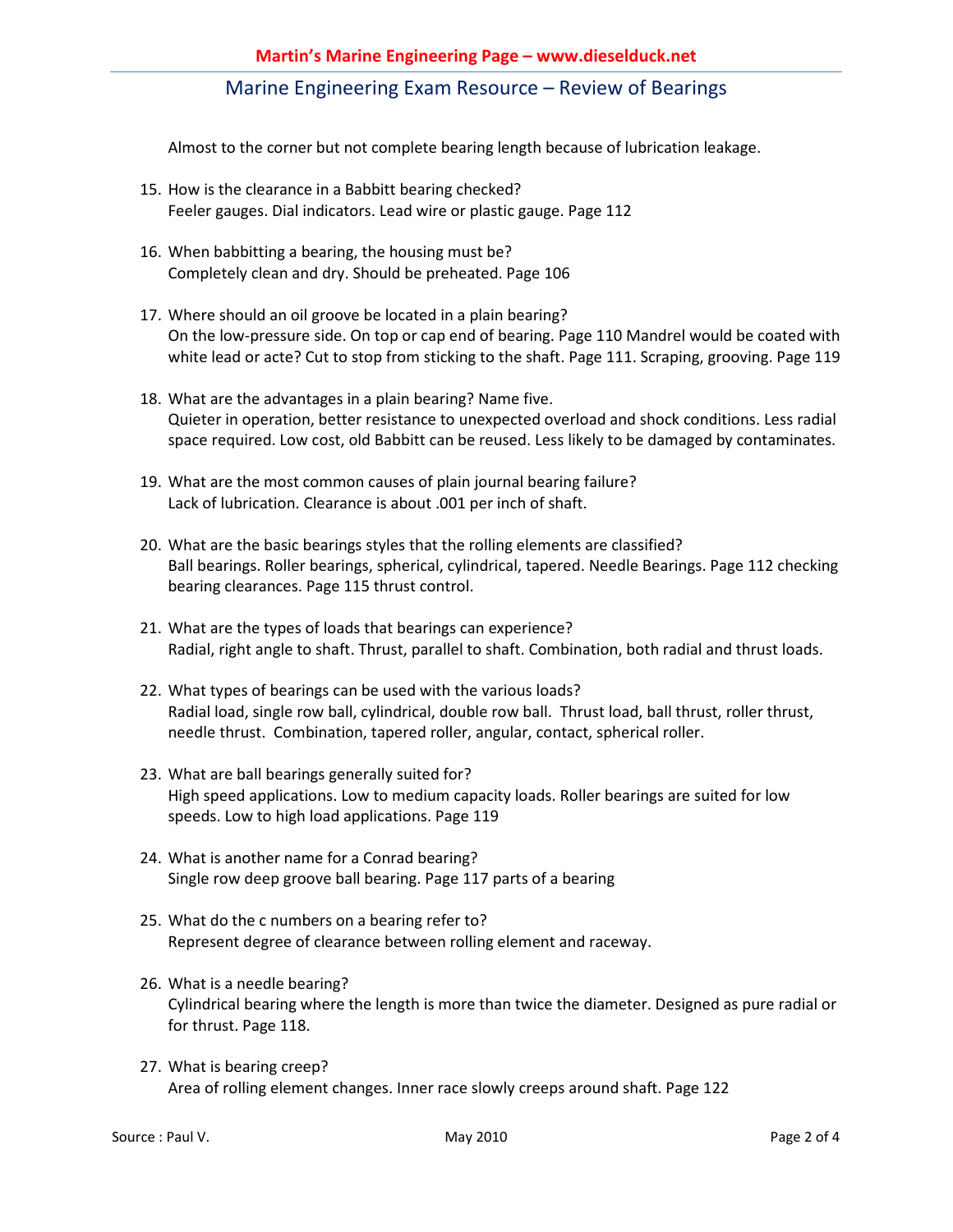Almost to the corner but not complete bearing length because of lubrication leakage.

15. How is the clearance in a Babbitt bearing checked?
    Feeler gauges. Dial indicators. Lead wire or plastic gauge. Page 112

16. When babbitting a bearing, the housing must be?
    Completely clean and dry. Should be preheated. Page 106

17. Where should an oil groove be located in a plain bearing?
    On the low-pressure side. On top or cap end of bearing. Page 110 Mandrel would be coated with white lead or acte? Cut to stop from sticking to the shaft. Page 111. Scraping, grooving. Page 119

18. What are the advantages in a plain bearing? Name five.
    Quieter in operation, better resistance to unexpected overload and shock conditions. Less radial space required. Low cost, old Babbitt can be reused. Less likely to be damaged by contaminates.

19. What are the most common causes of plain journal bearing failure?
    Lack of lubrication. Clearance is about .001 per inch of shaft.

20. What are the basic bearings styles that the rolling elements are classified?
    Ball bearings. Roller bearings, spherical, cylindrical, tapered. Needle Bearings. Page 112 checking bearing clearances. Page 115 thrust control.

21. What are the types of loads that bearings can experience?
    Radial, right angle to shaft. Thrust, parallel to shaft. Combination, both radial and thrust loads.

22. What types of bearings can be used with the various loads?
    Radial load, single row ball, cylindrical, double row ball. Thrust load, ball thrust, roller thrust, needle thrust. Combination, tapered roller, angular, contact, spherical roller.

23. What are ball bearings generally suited for?
    High speed applications. Low to medium capacity loads. Roller bearings are suited for low speeds. Low to high load applications. Page 119

24. What is another name for a Conrad bearing?
    Single row deep groove ball bearing. Page 117 parts of a bearing

25. What do the c numbers on a bearing refer to?
    Represent degree of clearance between rolling element and raceway.

26. What is a needle bearing?
    Cylindrical bearing where the length is more than twice the diameter. Designed as pure radial or for thrust. Page 118.

27. What is bearing creep?
    Area of rolling element changes. Inner race slowly creeps around shaft. Page 122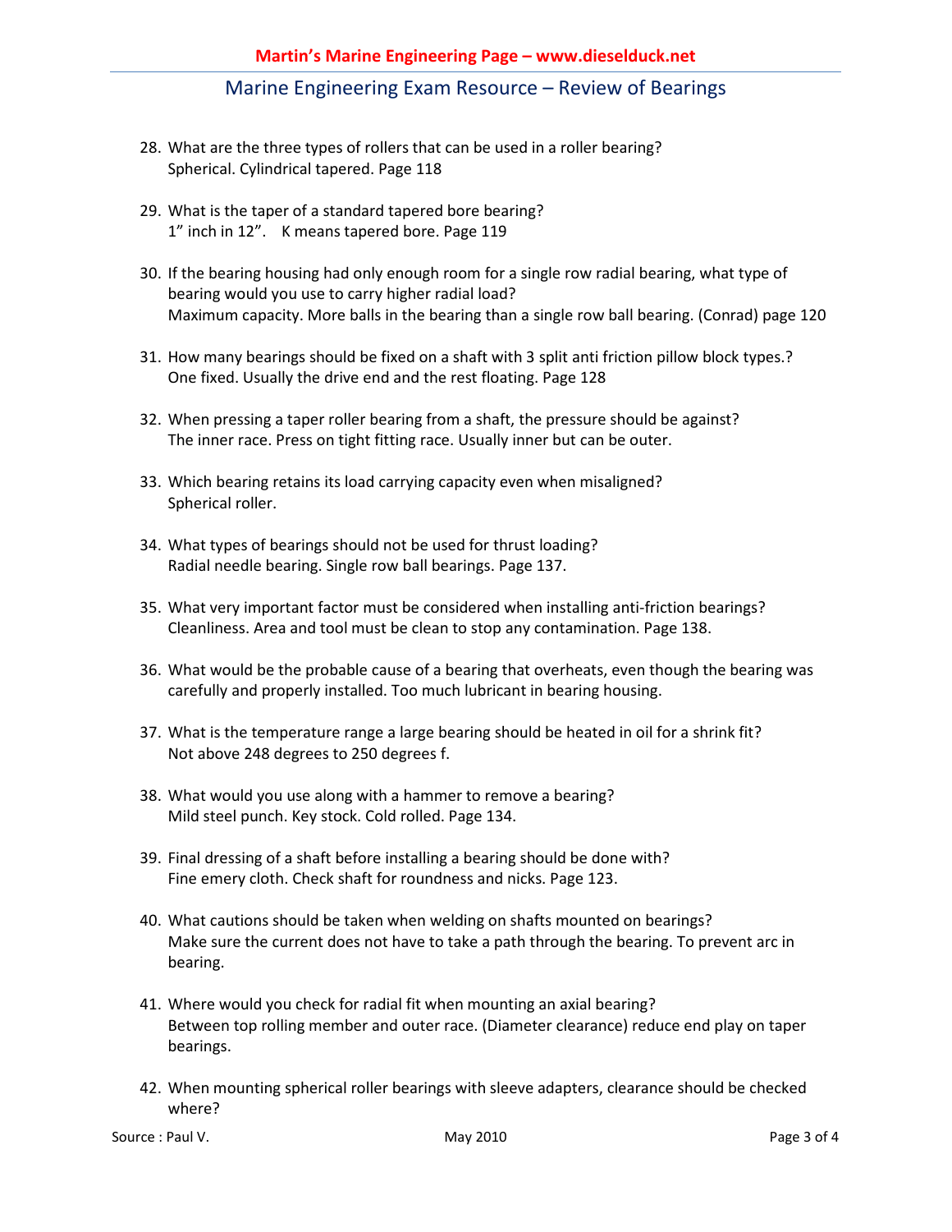28. What are the three types of rollers that can be used in a roller bearing?
    Spherical. Cylindrical tapered. Page 118

29. What is the taper of a standard tapered bore bearing?
    1" inch in 12".    K means tapered bore. Page 119

30. If the bearing housing had only enough room for a single row radial bearing, what type of bearing would you use to carry higher radial load?
    Maximum capacity. More balls in the bearing than a single row ball bearing. (Conrad) page 120

31. How many bearings should be fixed on a shaft with 3 split anti friction pillow block types.?
    One fixed. Usually the drive end and the rest floating. Page 128

32. When pressing a taper roller bearing from a shaft, the pressure should be against?
    The inner race. Press on tight fitting race. Usually inner but can be outer.

33. Which bearing retains its load carrying capacity even when misaligned?
    Spherical roller.

34. What types of bearings should not be used for thrust loading?
    Radial needle bearing. Single row ball bearings. Page 137.

35. What very important factor must be considered when installing anti-friction bearings?
    Cleanliness. Area and tool must be clean to stop any contamination. Page 138.

36. What would be the probable cause of a bearing that overheats, even though the bearing was carefully and properly installed. Too much lubricant in bearing housing.

37. What is the temperature range a large bearing should be heated in oil for a shrink fit?
    Not above 248 degrees to 250 degrees f.

38. What would you use along with a hammer to remove a bearing?
    Mild steel punch. Key stock. Cold rolled. Page 134.

39. Final dressing of a shaft before installing a bearing should be done with?
    Fine emery cloth. Check shaft for roundness and nicks. Page 123.

40. What cautions should be taken when welding on shafts mounted on bearings?
    Make sure the current does not have to take a path through the bearing. To prevent arc in bearing.

41. Where would you check for radial fit when mounting an axial bearing?
    Between top rolling member and outer race. (Diameter clearance) reduce end play on taper bearings.

42. When mounting spherical roller bearings with sleeve adapters, clearance should be checked where?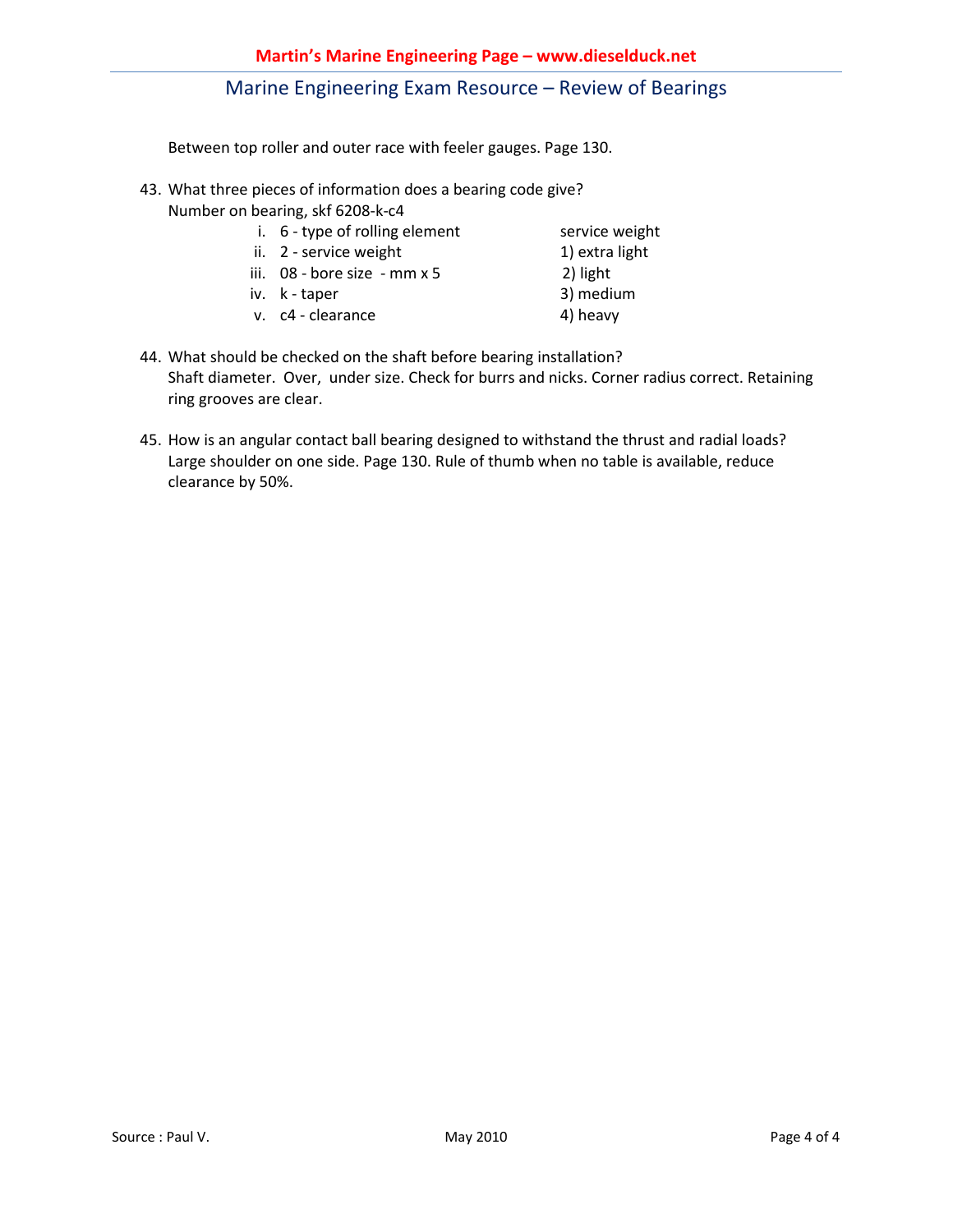Between top roller and outer race with feeler gauges. Page 130.

43. What three pieces of information does a bearing code give?
    Number on bearing, skf 6208-k-c4

| | |
|---|---|
| i. 6 - type of rolling element | service weight |
| ii. 2 - service weight | 1) extra light |
| iii. 08 - bore size - mm x 5 | 2) light |
| iv. k - taper | 3) medium |
| v. c4 - clearance | 4) heavy |

44. What should be checked on the shaft before bearing installation?
    Shaft diameter. Over, under size. Check for burrs and nicks. Corner radius correct. Retaining ring grooves are clear.

45. How is an angular contact ball bearing designed to withstand the thrust and radial loads?
    Large shoulder on one side. Page 130. Rule of thumb when no table is available, reduce clearance by 50%.